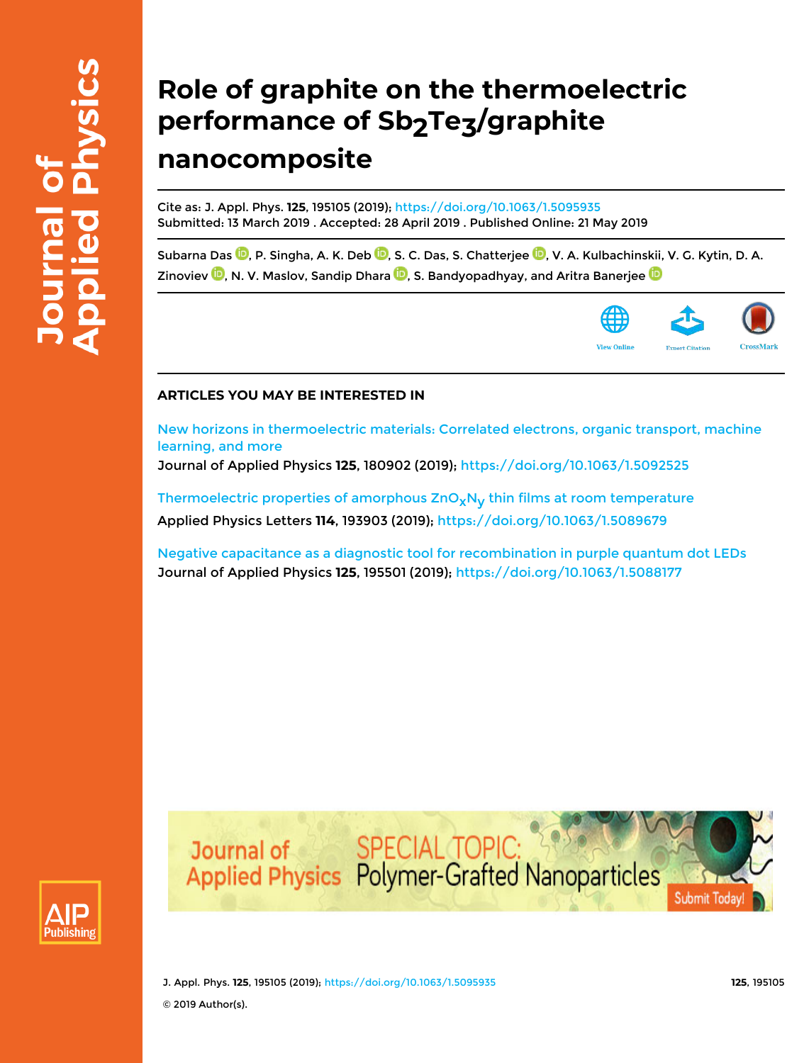# Role of graphite on the thermoelectric performance of $Sb_2Te_3$/graphite nanocomposite

Cite as: J. Appl. Phys. **125**, 195105 (2019); https://doi.org/10.1063/1.5095935
Submitted: 13 March 2019 . Accepted: 28 April 2019 . Published Online: 21 May 2019

Subarna Das, P. Singha, A. K. Deb, S. C. Das, S. Chatterjee, V. A. Kulbachinskii, V. G. Kytin, D. A. Zinoviev, N. V. Maslov, Sandip Dhara, S. Bandyopadhyay, and Aritra Banerjee

## ARTICLES YOU MAY BE INTERESTED IN

New horizons in thermoelectric materials: Correlated electrons, organic transport, machine learning, and more
Journal of Applied Physics **125**, 180902 (2019); https://doi.org/10.1063/1.5092525

Thermoelectric properties of amorphous $ZnO_xN_y$ thin films at room temperature
Applied Physics Letters **114**, 193903 (2019); https://doi.org/10.1063/1.5089679

Negative capacitance as a diagnostic tool for recombination in purple quantum dot LEDs
Journal of Applied Physics **125**, 195501 (2019); https://doi.org/10.1063/1.5088177

© 2019 Author(s).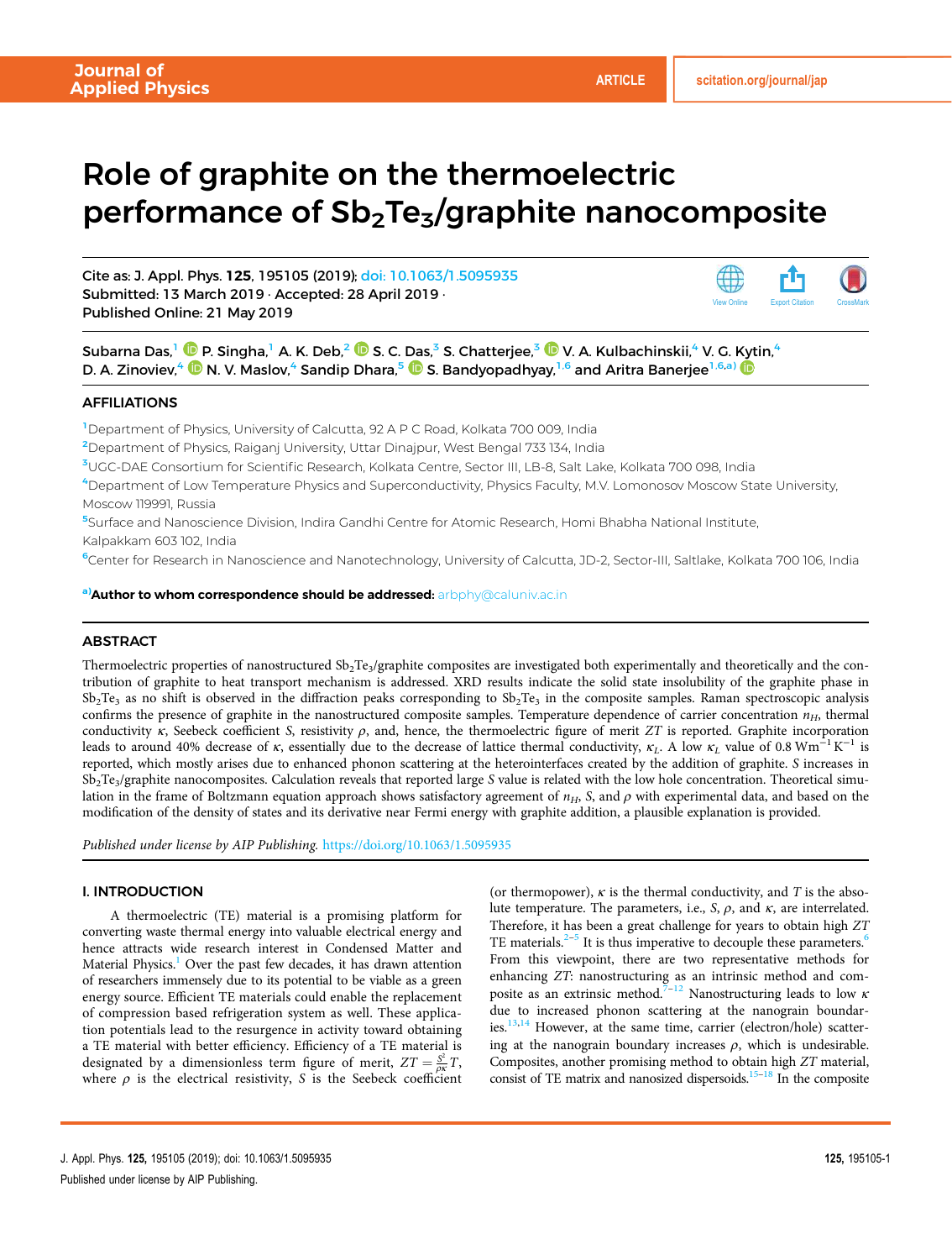# Role of graphite on the thermoelectric performance of $Sb_2Te_3$/graphite nanocomposite

Cite as: J. Appl. Phys. **125**, 195105 (2019); doi: 10.1063/1.5095935
Submitted: 13 March 2019 · Accepted: 28 April 2019 ·
Published Online: 21 May 2019

Subarna Das,[1] P. Singha,[1] A. K. Deb,[2] S. C. Das,[3] S. Chatterjee,[3] V. A. Kulbachinskii,[4] V. G. Kytin,[4] D. A. Zinoviev,[4] N. V. Maslov,[4] Sandip Dhara,[5] S. Bandyopadhyay,[1,6] and Aritra Banerjee[1,6,a)]

## AFFILIATIONS

[1]Department of Physics, University of Calcutta, 92 A P C Road, Kolkata 700 009, India
[2]Department of Physics, Raiganj University, Uttar Dinajpur, West Bengal 733 134, India
[3]UGC-DAE Consortium for Scientific Research, Kolkata Centre, Sector III, LB-8, Salt Lake, Kolkata 700 098, India
[4]Department of Low Temperature Physics and Superconductivity, Physics Faculty, M.V. Lomonosov Moscow State University, Moscow 119991, Russia
[5]Surface and Nanoscience Division, Indira Gandhi Centre for Atomic Research, Homi Bhabha National Institute, Kalpakkam 603 102, India
[6]Center for Research in Nanoscience and Nanotechnology, University of Calcutta, JD-2, Sector-III, Saltlake, Kolkata 700 106, India

[a)]**Author to whom correspondence should be addressed:** arbphy@caluniv.ac.in

## ABSTRACT

Thermoelectric properties of nanostructured $Sb_2Te_3$/graphite composites are investigated both experimentally and theoretically and the contribution of graphite to heat transport mechanism is addressed. XRD results indicate the solid state insolubility of the graphite phase in $Sb_2Te_3$ as no shift is observed in the diffraction peaks corresponding to $Sb_2Te_3$ in the composite samples. Raman spectroscopic analysis confirms the presence of graphite in the nanostructured composite samples. Temperature dependence of carrier concentration $n_H$, thermal conductivity $\kappa$, Seebeck coefficient $S$, resistivity $\rho$, and, hence, the thermoelectric figure of merit $ZT$ is reported. Graphite incorporation leads to around 40% decrease of $\kappa$, essentially due to the decrease of lattice thermal conductivity, $\kappa_L$. A low $\kappa_L$ value of 0.8 $Wm^{-1}K^{-1}$ is reported, which mostly arises due to enhanced phonon scattering at the heterointerfaces created by the addition of graphite. $S$ increases in $Sb_2Te_3$/graphite nanocomposites. Calculation reveals that reported large $S$ value is related with the low hole concentration. Theoretical simulation in the frame of Boltzmann equation approach shows satisfactory agreement of $n_H$, $S$, and $\rho$ with experimental data, and based on the modification of the density of states and its derivative near Fermi energy with graphite addition, a plausible explanation is provided.

*Published under license by AIP Publishing.* https://doi.org/10.1063/1.5095935

## I. INTRODUCTION

A thermoelectric (TE) material is a promising platform for converting waste thermal energy into valuable electrical energy and hence attracts wide research interest in Condensed Matter and Material Physics.[1] Over the past few decades, it has drawn attention of researchers immensely due to its potential to be viable as a green energy source. Efficient TE materials could enable the replacement of compression based refrigeration system as well. These application potentials lead to the resurgence in activity toward obtaining a TE material with better efficiency. Efficiency of a TE material is designated by a dimensionless term figure of merit, $ZT = \frac{S^2}{\rho\kappa}T$, where $\rho$ is the electrical resistivity, $S$ is the Seebeck coefficient (or thermopower), $\kappa$ is the thermal conductivity, and $T$ is the absolute temperature. The parameters, i.e., $S$, $\rho$, and $\kappa$, are interrelated. Therefore, it has been a great challenge for years to obtain high $ZT$ TE materials.[2–5] It is thus imperative to decouple these parameters.[6] From this viewpoint, there are two representative methods for enhancing $ZT$: nanostructuring as an intrinsic method and composite as an extrinsic method.[7–12] Nanostructuring leads to low $\kappa$ due to increased phonon scattering at the nanograin boundaries.[13,14] However, at the same time, carrier (electron/hole) scattering at the nanograin boundary increases $\rho$, which is undesirable. Composites, another promising method to obtain high $ZT$ material, consist of TE matrix and nanosized dispersoids.[15–18] In the composite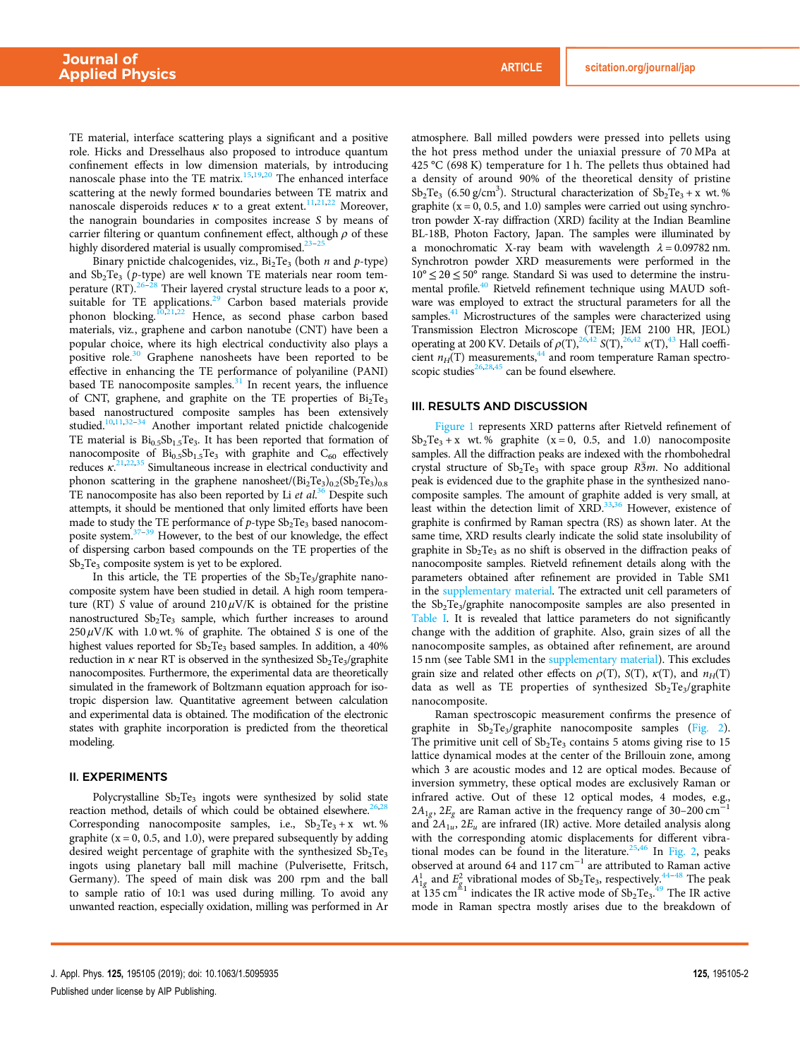TE material, interface scattering plays a significant and a positive role. Hicks and Dresselhaus also proposed to introduce quantum confinement effects in low dimension materials, by introducing nanoscale phase into the TE matrix.[15,19,20] The enhanced interface scattering at the newly formed boundaries between TE matrix and nanoscale disperoids reduces $\kappa$ to a great extent.[11,21,22] Moreover, the nanograin boundaries in composites increase $S$ by means of carrier filtering or quantum confinement effect, although $\rho$ of these highly disordered material is usually compromised.[23–25]

Binary pnictide chalcogenides, viz., $Bi_2Te_3$ (both $n$ and $p$-type) and $Sb_2Te_3$ ($p$-type) are well known TE materials near room temperature (RT).[26–28] Their layered crystal structure leads to a poor $\kappa$, suitable for TE applications.[29] Carbon based materials provide phonon blocking.[10,21,22] Hence, as second phase carbon based materials, viz., graphene and carbon nanotube (CNT) have been a popular choice, where its high electrical conductivity also plays a positive role.[30] Graphene nanosheets have been reported to be effective in enhancing the TE performance of polyaniline (PANI) based TE nanocomposite samples.[31] In recent years, the influence of CNT, graphene, and graphite on the TE properties of $Bi_2Te_3$ based nanostructured composite samples has been extensively studied.[10,11,32–34] Another important related pnictide chalcogenide TE material is $Bi_{0.5}Sb_{1.5}Te_3$. It has been reported that formation of nanocomposite of $Bi_{0.5}Sb_{1.5}Te_3$ with graphite and $C_{60}$ effectively reduces $\kappa$.[21,22,35] Simultaneous increase in electrical conductivity and phonon scattering in the graphene nanosheet/$(Bi_2Te_3)_{0.2}(Sb_2Te_3)_{0.8}$ TE nanocomposite has also been reported by Li *et al.*[36] Despite such attempts, it should be mentioned that only limited efforts have been made to study the TE performance of $p$-type $Sb_2Te_3$ based nanocomposite system.[37–39] However, to the best of our knowledge, the effect of dispersing carbon based compounds on the TE properties of the $Sb_2Te_3$ composite system is yet to be explored.

In this article, the TE properties of the $Sb_2Te_3$/graphite nanocomposite system have been studied in detail. A high room temperature (RT) $S$ value of around 210 $\mu$V/K is obtained for the pristine nanostructured $Sb_2Te_3$ sample, which further increases to around 250 $\mu$V/K with 1.0 wt. % of graphite. The obtained $S$ is one of the highest values reported for $Sb_2Te_3$ based samples. In addition, a 40% reduction in $\kappa$ near RT is observed in the synthesized $Sb_2Te_3$/graphite nanocomposites. Furthermore, the experimental data are theoretically simulated in the framework of Boltzmann equation approach for isotropic dispersion law. Quantitative agreement between calculation and experimental data is obtained. The modification of the electronic states with graphite incorporation is predicted from the theoretical modeling.

## II. EXPERIMENTS

Polycrystalline $Sb_2Te_3$ ingots were synthesized by solid state reaction method, details of which could be obtained elsewhere.[26,28] Corresponding nanocomposite samples, i.e., $Sb_2Te_3$ + x wt. % graphite (x = 0, 0.5, and 1.0), were prepared subsequently by adding desired weight percentage of graphite with the synthesized $Sb_2Te_3$ ingots using planetary ball mill machine (Pulverisette, Fritsch, Germany). The speed of main disk was 200 rpm and the ball to sample ratio of 10:1 was used during milling. To avoid any unwanted reaction, especially oxidation, milling was performed in Ar atmosphere. Ball milled powders were pressed into pellets using the hot press method under the uniaxial pressure of 70 MPa at 425 °C (698 K) temperature for 1 h. The pellets thus obtained had a density of around 90% of the theoretical density of pristine $Sb_2Te_3$ (6.50 g/cm$^3$). Structural characterization of $Sb_2Te_3$ + x wt. % graphite (x = 0, 0.5, and 1.0) samples were carried out using synchrotron powder X-ray diffraction (XRD) facility at the Indian Beamline BL-18B, Photon Factory, Japan. The samples were illuminated by a monochromatic X-ray beam with wavelength $\lambda = 0.09782$ nm. Synchrotron powder XRD measurements were performed in the $10° \le 2\theta \le 50°$ range. Standard Si was used to determine the instrumental profile.[40] Rietveld refinement technique using MAUD software was employed to extract the structural parameters for all the samples.[41] Microstructures of the samples were characterized using Transmission Electron Microscope (TEM; JEM 2100 HR, JEOL) operating at 200 KV. Details of $\rho(T)$,[26,42] $S(T)$,[26,42] $\kappa(T)$,[43] Hall coefficient $n_H(T)$ measurements,[44] and room temperature Raman spectroscopic studies[26,28,45] can be found elsewhere.

## III. RESULTS AND DISCUSSION

Figure 1 represents XRD patterns after Rietveld refinement of $Sb_2Te_3$ + x wt. % graphite (x = 0, 0.5, and 1.0) nanocomposite samples. All the diffraction peaks are indexed with the rhombohedral crystal structure of $Sb_2Te_3$ with space group $R\bar{3}m$. No additional peak is evidenced due to the graphite phase in the synthesized nanocomposite samples. The amount of graphite added is very small, at least within the detection limit of XRD.[33,36] However, existence of graphite is confirmed by Raman spectra (RS) as shown later. At the same time, XRD results clearly indicate the solid state insolubility of graphite in $Sb_2Te_3$ as no shift is observed in the diffraction peaks of nanocomposite samples. Rietveld refinement details along with the parameters obtained after refinement are provided in Table SM1 in the supplementary material. The extracted unit cell parameters of the $Sb_2Te_3$/graphite nanocomposite samples are also presented in Table I. It is revealed that lattice parameters do not significantly change with the addition of graphite. Also, grain sizes of all the nanocomposite samples, as obtained after refinement, are around 15 nm (see Table SM1 in the supplementary material). This excludes grain size and related other effects on $\rho(T)$, $S(T)$, $\kappa(T)$, and $n_H(T)$ data as well as TE properties of synthesized $Sb_2Te_3$/graphite nanocomposite.

Raman spectroscopic measurement confirms the presence of graphite in $Sb_2Te_3$/graphite nanocomposite samples (Fig. 2). The primitive unit cell of $Sb_2Te_3$ contains 5 atoms giving rise to 15 lattice dynamical modes at the center of the Brillouin zone, among which 3 are acoustic modes and 12 are optical modes. Because of inversion symmetry, these optical modes are exclusively Raman or infrared active. Out of these 12 optical modes, 4 modes, e.g., $2A_{1g}$, $2E_g$ are Raman active in the frequency range of 30–200 cm$^{-1}$ and $2A_{1u}$, $2E_u$ are infrared (IR) active. More detailed analysis along with the corresponding atomic displacements for different vibrational modes can be found in the literature.[25,46] In Fig. 2, peaks observed at around 64 and 117 cm$^{-1}$ are attributed to Raman active $A_{1g}^1$ and $E_g^2$ vibrational modes of $Sb_2Te_3$, respectively.[44–48] The peak at 135 cm$^{-1}$ indicates the IR active mode of $Sb_2Te_3$.[49] The IR active mode in Raman spectra mostly arises due to the breakdown of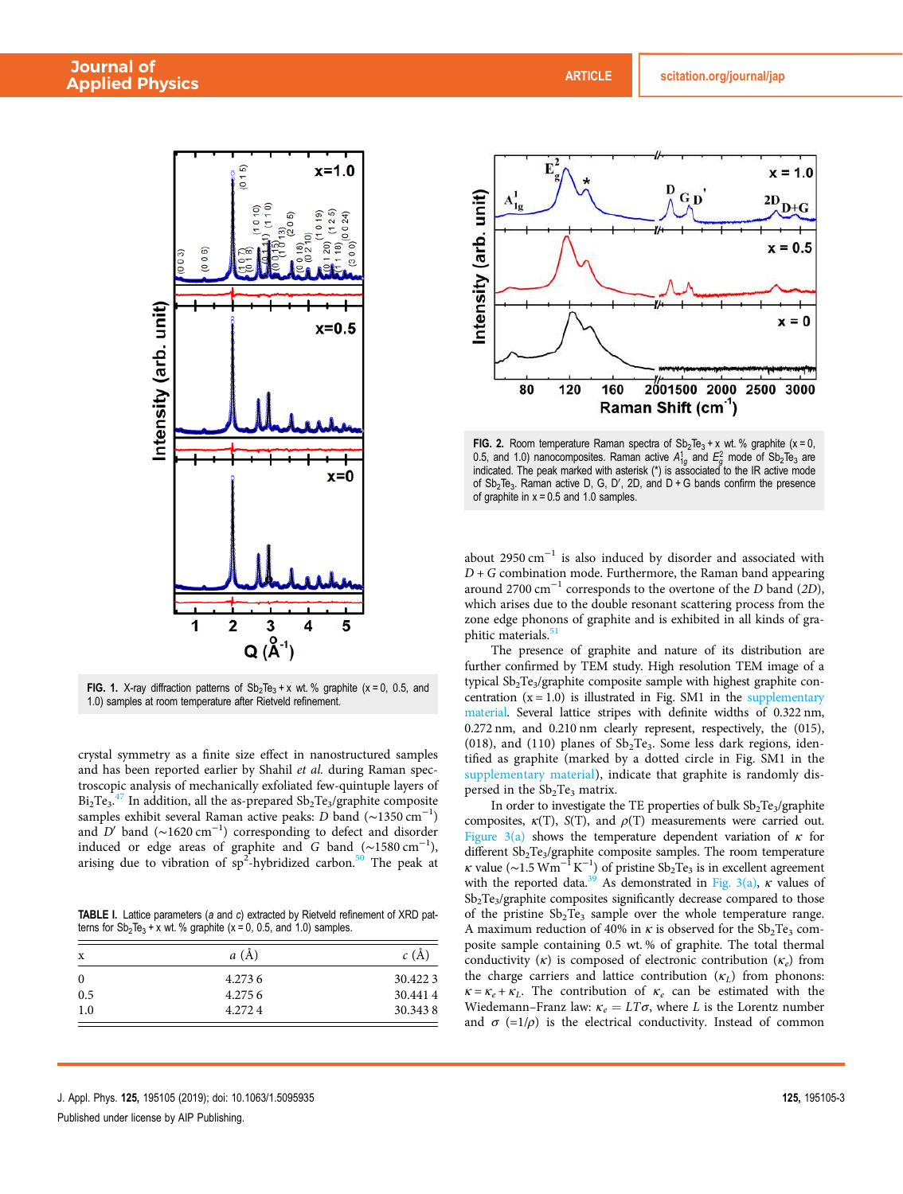FIG. 1. X-ray diffraction patterns of $Sb_2Te_3$ + x wt. % graphite (x = 0, 0.5, and 1.0) samples at room temperature after Rietveld refinement.

crystal symmetry as a finite size effect in nanostructured samples and has been reported earlier by Shahil *et al.* during Raman spectroscopic analysis of mechanically exfoliated few-quintuple layers of $Bi_2Te_3$.[47] In addition, all the as-prepared $Sb_2Te_3$/graphite composite samples exhibit several Raman active peaks: *D* band (~1350 cm$^{-1}$) and *D*′ band (~1620 cm$^{-1}$) corresponding to defect and disorder induced or edge areas of graphite and *G* band (~1580 cm$^{-1}$), arising due to vibration of sp$^2$-hybridized carbon.[50] The peak at

TABLE I. Lattice parameters (*a* and *c*) extracted by Rietveld refinement of XRD patterns for $Sb_2Te_3$ + x wt. % graphite (x = 0, 0.5, and 1.0) samples.

| x | *a* (Å) | *c* (Å) |
|---|---|---|
| 0 | 4.273 6 | 30.422 3 |
| 0.5 | 4.275 6 | 30.441 4 |
| 1.0 | 4.272 4 | 30.343 8 |

FIG. 2. Room temperature Raman spectra of $Sb_2Te_3$ + x wt. % graphite (x = 0, 0.5, and 1.0) nanocomposites. Raman active $A^1_{1g}$ and $E^2_g$ mode of $Sb_2Te_3$ are indicated. The peak marked with asterisk (*) is associated to the IR active mode of $Sb_2Te_3$. Raman active D, G, D′, 2D, and D + G bands confirm the presence of graphite in x = 0.5 and 1.0 samples.

about 2950 cm$^{-1}$ is also induced by disorder and associated with *D* + *G* combination mode. Furthermore, the Raman band appearing around 2700 cm$^{-1}$ corresponds to the overtone of the *D* band (*2D*), which arises due to the double resonant scattering process from the zone edge phonons of graphite and is exhibited in all kinds of graphitic materials.[51]

The presence of graphite and nature of its distribution are further confirmed by TEM study. High resolution TEM image of a typical $Sb_2Te_3$/graphite composite sample with highest graphite concentration (x = 1.0) is illustrated in Fig. SM1 in the supplementary material. Several lattice stripes with definite widths of 0.322 nm, 0.272 nm, and 0.210 nm clearly represent, respectively, the (015), (018), and (110) planes of $Sb_2Te_3$. Some less dark regions, identified as graphite (marked by a dotted circle in Fig. SM1 in the supplementary material), indicate that graphite is randomly dispersed in the $Sb_2Te_3$ matrix.

In order to investigate the TE properties of bulk $Sb_2Te_3$/graphite composites, κ(T), S(T), and ρ(T) measurements were carried out. Figure 3(a) shows the temperature dependent variation of κ for different $Sb_2Te_3$/graphite composite samples. The room temperature κ value (~1.5 Wm$^{-1}$ K$^{-1}$) of pristine $Sb_2Te_3$ is in excellent agreement with the reported data.[39] As demonstrated in Fig. 3(a), κ values of $Sb_2Te_3$/graphite composites significantly decrease compared to those of the pristine $Sb_2Te_3$ sample over the whole temperature range. A maximum reduction of 40% in κ is observed for the $Sb_2Te_3$ composite sample containing 0.5 wt. % of graphite. The total thermal conductivity (κ) is composed of electronic contribution ($\kappa_e$) from the charge carriers and lattice contribution ($\kappa_L$) from phonons: $\kappa = \kappa_e + \kappa_L$. The contribution of $\kappa_e$ can be estimated with the Wiedemann–Franz law: $\kappa_e = LT\sigma$, where *L* is the Lorentz number and σ (=1/ρ) is the electrical conductivity. Instead of common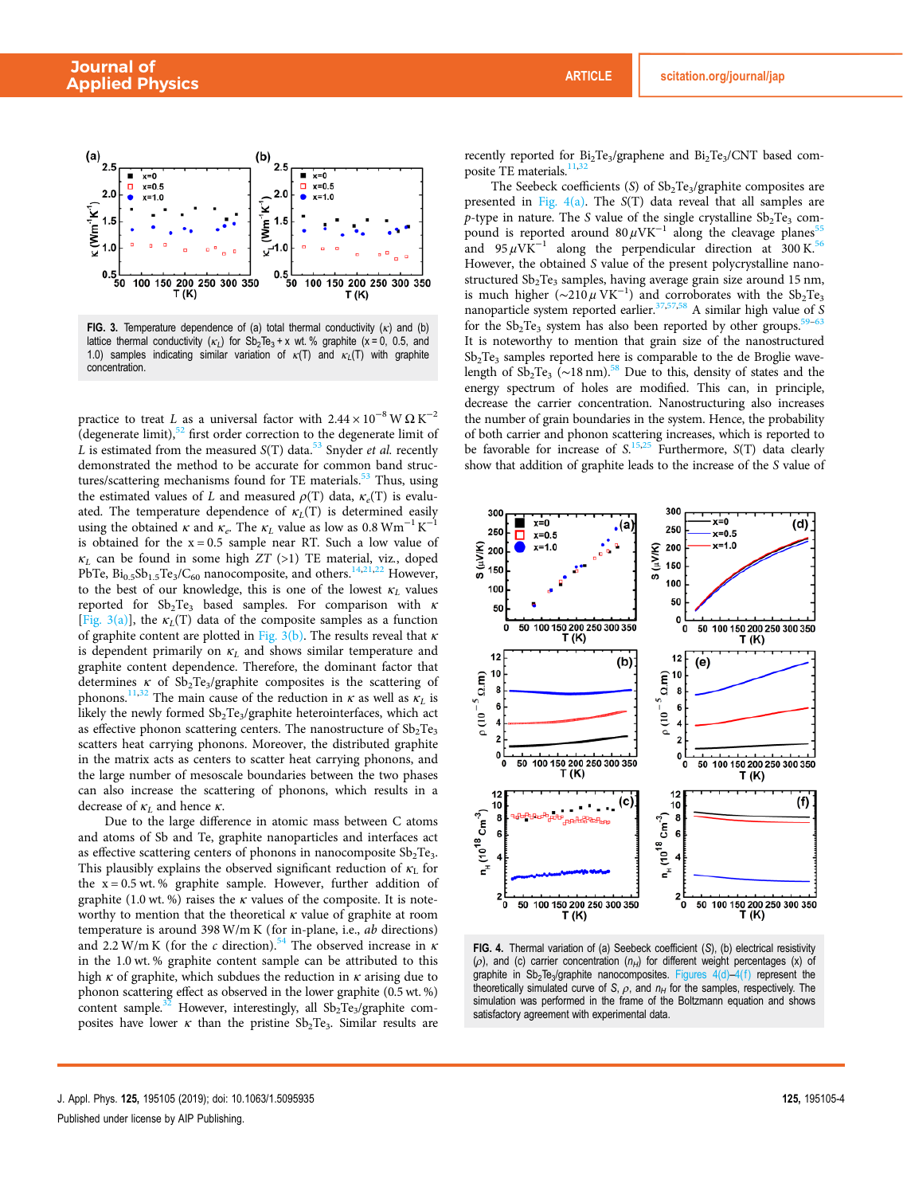FIG. 3. Temperature dependence of (a) total thermal conductivity ($\kappa$) and (b) lattice thermal conductivity ($\kappa_L$) for $Sb_2Te_3$ + x wt. % graphite (x = 0, 0.5, and 1.0) samples indicating similar variation of $\kappa$(T) and $\kappa_L$(T) with graphite concentration.

practice to treat $L$ as a universal factor with $2.44 \times 10^{-8}$ W Ω K$^{-2}$ (degenerate limit),[52] first order correction to the degenerate limit of $L$ is estimated from the measured S(T) data.[53] Snyder *et al.* recently demonstrated the method to be accurate for common band structures/scattering mechanisms found for TE materials.[53] Thus, using the estimated values of $L$ and measured $\rho$(T) data, $\kappa_e$(T) is evaluated. The temperature dependence of $\kappa_L$(T) is determined easily using the obtained $\kappa$ and $\kappa_e$. The $\kappa_L$ value as low as 0.8 Wm$^{-1}$ K$^{-1}$ is obtained for the x = 0.5 sample near RT. Such a low value of $\kappa_L$ can be found in some high $ZT$ (>1) TE material, viz., doped PbTe, $Bi_{0.5}Sb_{1.5}Te_3/C_{60}$ nanocomposite, and others.[14,21,22] However, to the best of our knowledge, this is one of the lowest $\kappa_L$ values reported for $Sb_2Te_3$ based samples. For comparison with $\kappa$ [Fig. 3(a)], the $\kappa_L$(T) data of the composite samples as a function of graphite content are plotted in Fig. 3(b). The results reveal that $\kappa$ is dependent primarily on $\kappa_L$ and shows similar temperature and graphite content dependence. Therefore, the dominant factor that determines $\kappa$ of $Sb_2Te_3$/graphite composites is the scattering of phonons.[11,32] The main cause of the reduction in $\kappa$ as well as $\kappa_L$ is likely the newly formed $Sb_2Te_3$/graphite heterointerfaces, which act as effective phonon scattering centers. The nanostructure of $Sb_2Te_3$ scatters heat carrying phonons. Moreover, the distributed graphite in the matrix acts as centers to scatter heat carrying phonons, and the large number of mesoscale boundaries between the two phases can also increase the scattering of phonons, which results in a decrease of $\kappa_L$ and hence $\kappa$.

Due to the large difference in atomic mass between C atoms and atoms of Sb and Te, graphite nanoparticles and interfaces act as effective scattering centers of phonons in nanocomposite $Sb_2Te_3$. This plausibly explains the observed significant reduction of $\kappa_L$ for the x = 0.5 wt. % graphite sample. However, further addition of graphite (1.0 wt. %) raises the $\kappa$ values of the composite. It is noteworthy to mention that the theoretical $\kappa$ value of graphite at room temperature is around 398 W/m K (for in-plane, i.e., *ab* directions) and 2.2 W/m K (for the *c* direction).[54] The observed increase in $\kappa$ in the 1.0 wt. % graphite content sample can be attributed to this high $\kappa$ of graphite, which subdues the reduction in $\kappa$ arising due to phonon scattering effect as observed in the lower graphite (0.5 wt. %) content sample.[32] However, interestingly, all $Sb_2Te_3$/graphite composites have lower $\kappa$ than the pristine $Sb_2Te_3$. Similar results are recently reported for $Bi_2Te_3$/graphene and $Bi_2Te_3$/CNT based composite TE materials.[11,32]

The Seebeck coefficients ($S$) of $Sb_2Te_3$/graphite composites are presented in Fig. 4(a). The $S$(T) data reveal that all samples are *p*-type in nature. The $S$ value of the single crystalline $Sb_2Te_3$ compound is reported around 80 μVK$^{-1}$ along the cleavage planes[55] and 95 μVK$^{-1}$ along the perpendicular direction at 300 K.[56] However, the obtained $S$ value of the present polycrystalline nanostructured $Sb_2Te_3$ samples, having average grain size around 15 nm, is much higher (~210 μ VK$^{-1}$) and corroborates with the $Sb_2Te_3$ nanoparticle system reported earlier.[37,57,58] A similar high value of $S$ for the $Sb_2Te_3$ system has also been reported by other groups.[59–63] It is noteworthy to mention that grain size of the nanostructured $Sb_2Te_3$ samples reported here is comparable to the de Broglie wavelength of $Sb_2Te_3$ (~18 nm).[58] Due to this, density of states and the energy spectrum of holes are modified. This can, in principle, decrease the carrier concentration. Nanostructuring also increases the number of grain boundaries in the system. Hence, the probability of both carrier and phonon scattering increases, which is reported to be favorable for increase of $S$.[15,25] Furthermore, $S$(T) data clearly show that addition of graphite leads to the increase of the $S$ value of

FIG. 4. Thermal variation of (a) Seebeck coefficient ($S$), (b) electrical resistivity ($\rho$), and (c) carrier concentration ($n_H$) for different weight percentages (x) of graphite in $Sb_2Te_3$/graphite nanocomposites. Figures 4(d)–4(f) represent the theoretically simulated curve of $S$, $\rho$, and $n_H$ for the samples, respectively. The simulation was performed in the frame of the Boltzmann equation and shows satisfactory agreement with experimental data.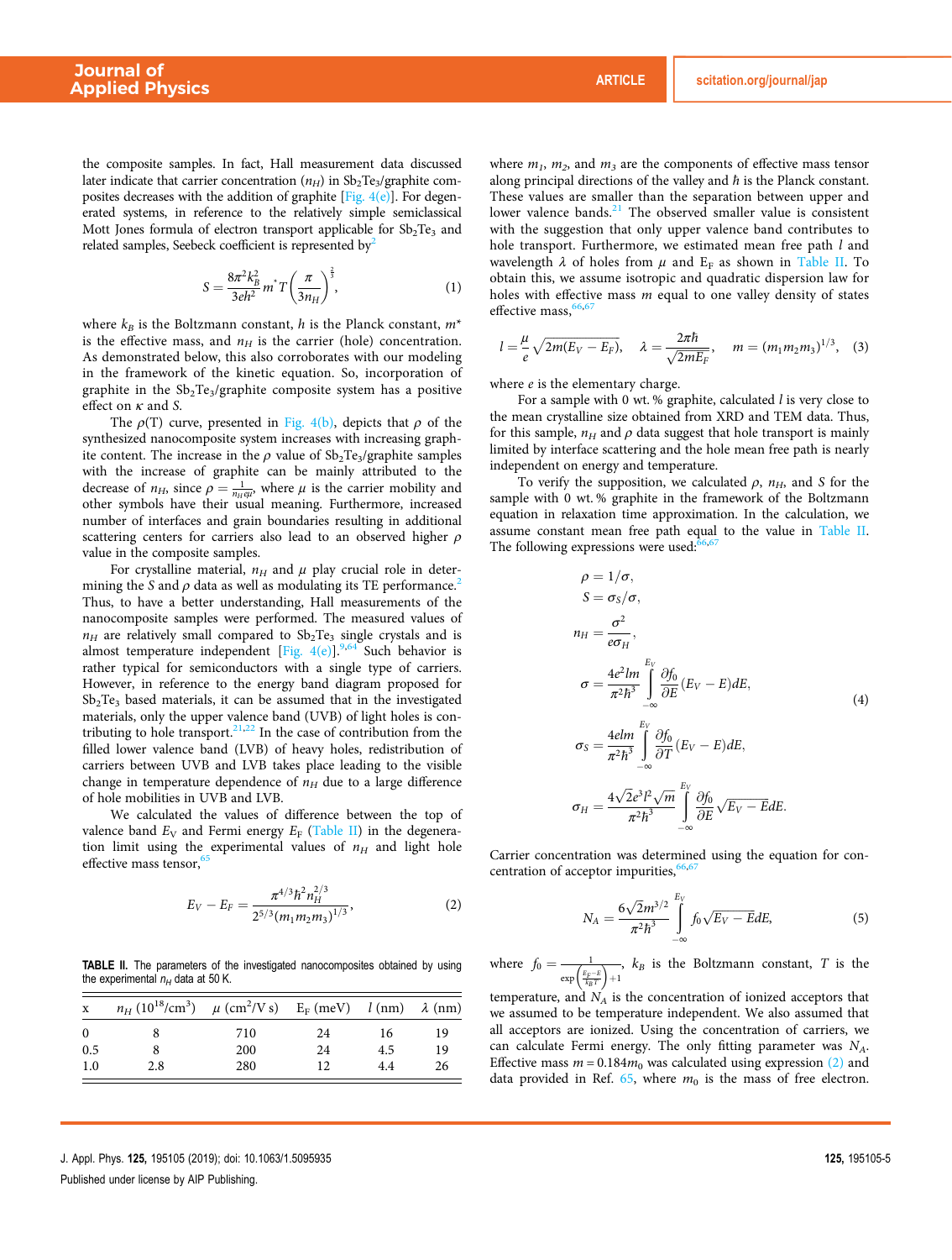the composite samples. In fact, Hall measurement data discussed later indicate that carrier concentration ($n_H$) in $Sb_2Te_3$/graphite composites decreases with the addition of graphite [Fig. 4(e)]. For degenerated systems, in reference to the relatively simple semiclassical Mott Jones formula of electron transport applicable for $Sb_2Te_3$ and related samples, Seebeck coefficient is represented by[2]

$$S = \frac{8\pi^2 k_B^2}{3eh^2} m^* T \left(\frac{\pi}{3n_H}\right)^{\frac{2}{3}}, \tag{1}$$

where $k_B$ is the Boltzmann constant, $h$ is the Planck constant, $m^*$ is the effective mass, and $n_H$ is the carrier (hole) concentration. As demonstrated below, this also corroborates with our modeling in the framework of the kinetic equation. So, incorporation of graphite in the $Sb_2Te_3$/graphite composite system has a positive effect on $\kappa$ and $S$.

The $\rho(T)$ curve, presented in Fig. 4(b), depicts that $\rho$ of the synthesized nanocomposite system increases with increasing graphite content. The increase in the $\rho$ value of $Sb_2Te_3$/graphite samples with the increase of graphite can be mainly attributed to the decrease of $n_H$, since $\rho = \frac{1}{n_H q \mu}$, where $\mu$ is the carrier mobility and other symbols have their usual meaning. Furthermore, increased number of interfaces and grain boundaries resulting in additional scattering centers for carriers also lead to an observed higher $\rho$ value in the composite samples.

For crystalline material, $n_H$ and $\mu$ play crucial role in determining the $S$ and $\rho$ data as well as modulating its TE performance.[2] Thus, to have a better understanding, Hall measurements of the nanocomposite samples were performed. The measured values of $n_H$ are relatively small compared to $Sb_2Te_3$ single crystals and is almost temperature independent [Fig. 4(e)].[9,64] Such behavior is rather typical for semiconductors with a single type of carriers. However, in reference to the energy band diagram proposed for $Sb_2Te_3$ based materials, it can be assumed that in the investigated materials, only the upper valence band (UVB) of light holes is contributing to hole transport.[21,22] In the case of contribution from the filled lower valence band (LVB) of heavy holes, redistribution of carriers between UVB and LVB takes place leading to the visible change in temperature dependence of $n_H$ due to a large difference of hole mobilities in UVB and LVB.

We calculated the values of difference between the top of valence band $E_V$ and Fermi energy $E_F$ (Table II) in the degeneration limit using the experimental values of $n_H$ and light hole effective mass tensor,[65]

$$E_V - E_F = \frac{\pi^{4/3}\hbar^2 n_H^{2/3}}{2^{5/3}(m_1 m_2 m_3)^{1/3}}, \tag{2}$$

**TABLE II.** The parameters of the investigated nanocomposites obtained by using the experimental $n_H$ data at 50 K.

| x | $n_H$ ($10^{18}$/cm$^3$) | $\mu$ (cm$^2$/V s) | $E_F$ (meV) | $l$ (nm) | $\lambda$ (nm) |
|---|---|---|---|---|---|
| 0 | 8 | 710 | 24 | 16 | 19 |
| 0.5 | 8 | 200 | 24 | 4.5 | 19 |
| 1.0 | 2.8 | 280 | 12 | 4.4 | 26 |

where $m_1$, $m_2$, and $m_3$ are the components of effective mass tensor along principal directions of the valley and $\hbar$ is the Planck constant. These values are smaller than the separation between upper and lower valence bands.[21] The observed smaller value is consistent with the suggestion that only upper valence band contributes to hole transport. Furthermore, we estimated mean free path $l$ and wavelength $\lambda$ of holes from $\mu$ and $E_F$ as shown in Table II. To obtain this, we assume isotropic and quadratic dispersion law for holes with effective mass $m$ equal to one valley density of states effective mass,[66,67]

$$l = \frac{\mu}{e}\sqrt{2m(E_V - E_F)}, \quad \lambda = \frac{2\pi\hbar}{\sqrt{2mE_F}}, \quad m = (m_1 m_2 m_3)^{1/3}, \tag{3}$$

where $e$ is the elementary charge.

For a sample with 0 wt. % graphite, calculated $l$ is very close to the mean crystalline size obtained from XRD and TEM data. Thus, for this sample, $n_H$ and $\rho$ data suggest that hole transport is mainly limited by interface scattering and the hole mean free path is nearly independent on energy and temperature.

To verify the supposition, we calculated $\rho$, $n_H$, and $S$ for the sample with 0 wt. % graphite in the framework of the Boltzmann equation in relaxation time approximation. In the calculation, we assume constant mean free path equal to the value in Table II. The following expressions were used:[66,67]

$$\begin{aligned}
\rho &= 1/\sigma, \\
S &= \sigma_S/\sigma, \\
n_H &= \frac{\sigma^2}{e\sigma_H}, \\
\sigma &= \frac{4e^2 lm}{\pi^2\hbar^3}\int_{-\infty}^{E_V}\frac{\partial f_0}{\partial E}(E_V - E)dE, \\
\sigma_S &= \frac{4elm}{\pi^2\hbar^3}\int_{-\infty}^{E_V}\frac{\partial f_0}{\partial T}(E_V - E)dE, \\
\sigma_H &= \frac{4\sqrt{2}e^3 l^2\sqrt{m}}{\pi^2\hbar^3}\int_{-\infty}^{E_V}\frac{\partial f_0}{\partial E}\sqrt{E_V - E}dE.
\end{aligned} \tag{4}$$

Carrier concentration was determined using the equation for concentration of acceptor impurities,[66,67]

$$N_A = \frac{6\sqrt{2}m^{3/2}}{\pi^2\hbar^3}\int_{-\infty}^{E_V} f_0\sqrt{E_V - E}dE, \tag{5}$$

where $f_0 = \frac{1}{\exp\left(\frac{E_F - E}{k_B T}\right)+1}$, $k_B$ is the Boltzmann constant, $T$ is the temperature, and $N_A$ is the concentration of ionized acceptors that we assumed to be temperature independent. We also assumed that all acceptors are ionized. Using the concentration of carriers, we can calculate Fermi energy. The only fitting parameter was $N_A$. Effective mass $m = 0.184m_0$ was calculated using expression (2) and data provided in Ref. 65, where $m_0$ is the mass of free electron.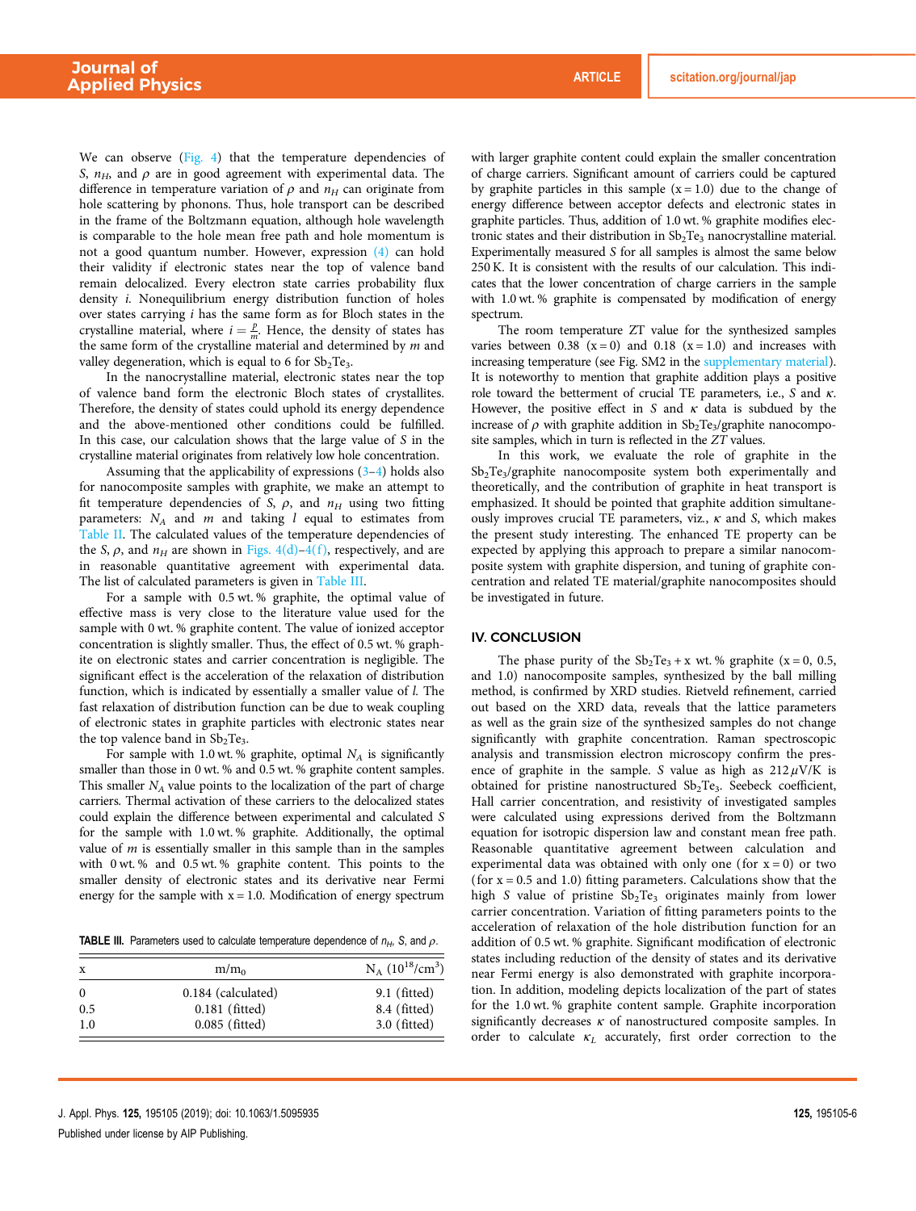We can observe (Fig. 4) that the temperature dependencies of $S$, $n_H$, and $\rho$ are in good agreement with experimental data. The difference in temperature variation of $\rho$ and $n_H$ can originate from hole scattering by phonons. Thus, hole transport can be described in the frame of the Boltzmann equation, although hole wavelength is comparable to the hole mean free path and hole momentum is not a good quantum number. However, expression (4) can hold their validity if electronic states near the top of valence band remain delocalized. Every electron state carries probability flux density $i$. Nonequilibrium energy distribution function of holes over states carrying $i$ has the same form as for Bloch states in the crystalline material, where $i = \frac{p}{m}$. Hence, the density of states has the same form of the crystalline material and determined by $m$ and valley degeneration, which is equal to 6 for $Sb_2Te_3$.

In the nanocrystalline material, electronic states near the top of valence band form the electronic Bloch states of crystallites. Therefore, the density of states could uphold its energy dependence and the above-mentioned other conditions could be fulfilled. In this case, our calculation shows that the large value of $S$ in the crystalline material originates from relatively low hole concentration.

Assuming that the applicability of expressions (3–4) holds also for nanocomposite samples with graphite, we make an attempt to fit temperature dependencies of $S$, $\rho$, and $n_H$ using two fitting parameters: $N_A$ and $m$ and taking $l$ equal to estimates from Table II. The calculated values of the temperature dependencies of the $S$, $\rho$, and $n_H$ are shown in Figs. 4(d)–4(f), respectively, and are in reasonable quantitative agreement with experimental data. The list of calculated parameters is given in Table III.

For a sample with 0.5 wt. % graphite, the optimal value of effective mass is very close to the literature value used for the sample with 0 wt. % graphite content. The value of ionized acceptor concentration is slightly smaller. Thus, the effect of 0.5 wt. % graphite on electronic states and carrier concentration is negligible. The significant effect is the acceleration of the relaxation of distribution function, which is indicated by essentially a smaller value of $l$. The fast relaxation of distribution function can be due to weak coupling of electronic states in graphite particles with electronic states near the top valence band in $Sb_2Te_3$.

For sample with 1.0 wt. % graphite, optimal $N_A$ is significantly smaller than those in 0 wt. % and 0.5 wt. % graphite content samples. This smaller $N_A$ value points to the localization of the part of charge carriers. Thermal activation of these carriers to the delocalized states could explain the difference between experimental and calculated $S$ for the sample with 1.0 wt. % graphite. Additionally, the optimal value of $m$ is essentially smaller in this sample than in the samples with 0 wt. % and 0.5 wt. % graphite content. This points to the smaller density of electronic states and its derivative near Fermi energy for the sample with x = 1.0. Modification of energy spectrum with larger graphite content could explain the smaller concentration of charge carriers. Significant amount of carriers could be captured by graphite particles in this sample (x = 1.0) due to the change of energy difference between acceptor defects and electronic states in graphite particles. Thus, addition of 1.0 wt. % graphite modifies electronic states and their distribution in $Sb_2Te_3$ nanocrystalline material. Experimentally measured $S$ for all samples is almost the same below 250 K. It is consistent with the results of our calculation. This indicates that the lower concentration of charge carriers in the sample with 1.0 wt. % graphite is compensated by modification of energy spectrum.

**TABLE III.** Parameters used to calculate temperature dependence of $n_H$, $S$, and $\rho$.

| x | $m/m_0$ | $N_A$ ($10^{18}$/cm$^3$) |
|---|---|---|
| 0 | 0.184 (calculated) | 9.1 (fitted) |
| 0.5 | 0.181 (fitted) | 8.4 (fitted) |
| 1.0 | 0.085 (fitted) | 3.0 (fitted) |

The room temperature ZT value for the synthesized samples varies between 0.38 (x = 0) and 0.18 (x = 1.0) and increases with increasing temperature (see Fig. SM2 in the supplementary material). It is noteworthy to mention that graphite addition plays a positive role toward the betterment of crucial TE parameters, i.e., $S$ and $\kappa$. However, the positive effect in $S$ and $\kappa$ data is subdued by the increase of $\rho$ with graphite addition in $Sb_2Te_3$/graphite nanocomposite samples, which in turn is reflected in the $ZT$ values.

In this work, we evaluate the role of graphite in the $Sb_2Te_3$/graphite nanocomposite system both experimentally and theoretically, and the contribution of graphite in heat transport is emphasized. It should be pointed that graphite addition simultaneously improves crucial TE parameters, viz., $\kappa$ and $S$, which makes the present study interesting. The enhanced TE property can be expected by applying this approach to prepare a similar nanocomposite system with graphite dispersion, and tuning of graphite concentration and related TE material/graphite nanocomposites should be investigated in future.

## IV. CONCLUSION

The phase purity of the $Sb_2Te_3$ + x wt. % graphite (x = 0, 0.5, and 1.0) nanocomposite samples, synthesized by the ball milling method, is confirmed by XRD studies. Rietveld refinement, carried out based on the XRD data, reveals that the lattice parameters as well as the grain size of the synthesized samples do not change significantly with graphite concentration. Raman spectroscopic analysis and transmission electron microscopy confirm the presence of graphite in the sample. $S$ value as high as 212 $\mu$V/K is obtained for pristine nanostructured $Sb_2Te_3$. Seebeck coefficient, Hall carrier concentration, and resistivity of investigated samples were calculated using expressions derived from the Boltzmann equation for isotropic dispersion law and constant mean free path. Reasonable quantitative agreement between calculation and experimental data was obtained with only one (for x = 0) or two (for x = 0.5 and 1.0) fitting parameters. Calculations show that the high $S$ value of pristine $Sb_2Te_3$ originates mainly from lower carrier concentration. Variation of fitting parameters points to the acceleration of relaxation of the hole distribution function for an addition of 0.5 wt. % graphite. Significant modification of electronic states including reduction of the density of states and its derivative near Fermi energy is also demonstrated with graphite incorporation. In addition, modeling depicts localization of the part of states for the 1.0 wt. % graphite content sample. Graphite incorporation significantly decreases $\kappa$ of nanostructured composite samples. In order to calculate $\kappa_L$ accurately, first order correction to the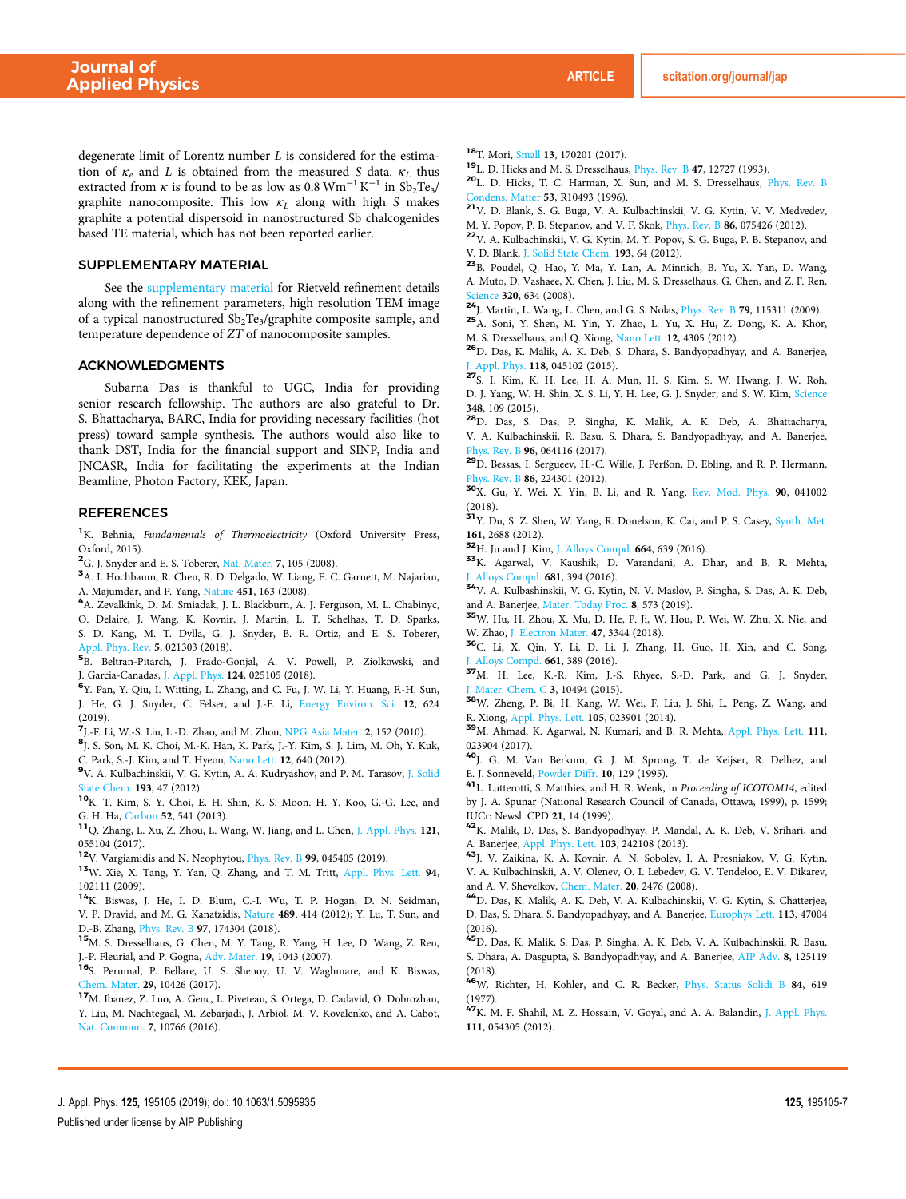degenerate limit of Lorentz number $L$ is considered for the estimation of $\kappa_e$ and $L$ is obtained from the measured $S$ data. $\kappa_L$ thus extracted from $\kappa$ is found to be as low as 0.8 $\mathrm{W\,m^{-1}\,K^{-1}}$ in $Sb_2Te_3$/graphite nanocomposite. This low $\kappa_L$ along with high $S$ makes graphite a potential dispersoid in nanostructured Sb chalcogenides based TE material, which has not been reported earlier.

## SUPPLEMENTARY MATERIAL

See the supplementary material for Rietveld refinement details along with the refinement parameters, high resolution TEM image of a typical nanostructured $Sb_2Te_3$/graphite composite sample, and temperature dependence of $ZT$ of nanocomposite samples.

## ACKNOWLEDGMENTS

Subarna Das is thankful to UGC, India for providing senior research fellowship. The authors are also grateful to Dr. S. Bhattacharya, BARC, India for providing necessary facilities (hot press) toward sample synthesis. The authors would also like to thank DST, India for the financial support and SINP, India and JNCASR, India for facilitating the experiments at the Indian Beamline, Photon Factory, KEK, Japan.

## REFERENCES

[1] K. Behnia, *Fundamentals of Thermoelectricity* (Oxford University Press, Oxford, 2015).
[2] G. J. Snyder and E. S. Toberer, Nat. Mater. **7**, 105 (2008).
[3] A. I. Hochbaum, R. Chen, R. D. Delgado, W. Liang, E. C. Garnett, M. Najarian, A. Majumdar, and P. Yang, Nature **451**, 163 (2008).
[4] A. Zevalkink, D. M. Smiadak, J. L. Blackburn, A. J. Ferguson, M. L. Chabinyc, O. Delaire, J. Wang, K. Kovnir, J. Martin, L. T. Schelhas, T. D. Sparks, S. D. Kang, M. T. Dylla, G. J. Snyder, B. R. Ortiz, and E. S. Toberer, Appl. Phys. Rev. **5**, 021303 (2018).
[5] B. Beltran-Pitarch, J. Prado-Gonjal, A. V. Powell, P. Ziolkowski, and J. Garcia-Canadas, J. Appl. Phys. **124**, 025105 (2018).
[6] Y. Pan, Y. Qiu, I. Witting, L. Zhang, and C. Fu, J. W. Li, Y. Huang, F.-H. Sun, J. He, G. J. Snyder, C. Felser, and J.-F. Li, Energy Environ. Sci. **12**, 624 (2019).
[7] J.-F. Li, W.-S. Liu, L.-D. Zhao, and M. Zhou, NPG Asia Mater. **2**, 152 (2010).
[8] J. S. Son, M. K. Choi, M.-K. Han, K. Park, J.-Y. Kim, S. J. Lim, M. Oh, Y. Kuk, C. Park, S.-J. Kim, and T. Hyeon, Nano Lett. **12**, 640 (2012).
[9] V. A. Kulbachinskii, V. G. Kytin, A. A. Kudryashov, and P. M. Tarasov, J. Solid State Chem. **193**, 47 (2012).
[10] K. T. Kim, S. Y. Choi, E. H. Shin, K. S. Moon. H. Y. Koo, G.-G. Lee, and G. H. Ha, Carbon **52**, 541 (2013).
[11] Q. Zhang, L. Xu, Z. Zhou, L. Wang, W. Jiang, and L. Chen, J. Appl. Phys. **121**, 055104 (2017).
[12] V. Vargiamidis and N. Neophytou, Phys. Rev. B **99**, 045405 (2019).
[13] W. Xie, X. Tang, Y. Yan, Q. Zhang, and T. M. Tritt, Appl. Phys. Lett. **94**, 102111 (2009).
[14] K. Biswas, J. He, I. D. Blum, C.-I. Wu, T. P. Hogan, D. N. Seidman, V. P. Dravid, and M. G. Kanatzidis, Nature **489**, 414 (2012); Y. Lu, T. Sun, and D.-B. Zhang, Phys. Rev. B **97**, 174304 (2018).
[15] M. S. Dresselhaus, G. Chen, M. Y. Tang, R. Yang, H. Lee, D. Wang, Z. Ren, J.-P. Fleurial, and P. Gogna, Adv. Mater. **19**, 1043 (2007).
[16] S. Perumal, P. Bellare, U. S. Shenoy, U. V. Waghmare, and K. Biswas, Chem. Mater. **29**, 10426 (2017).
[17] M. Ibanez, Z. Luo, A. Genc, L. Piveteau, S. Ortega, D. Cadavid, O. Dobrozhan, Y. Liu, M. Nachtegaal, M. Zebarjadi, J. Arbiol, M. V. Kovalenko, and A. Cabot, Nat. Commun. **7**, 10766 (2016).
[18] T. Mori, Small **13**, 170201 (2017).
[19] L. D. Hicks and M. S. Dresselhaus, Phys. Rev. B **47**, 12727 (1993).
[20] L. D. Hicks, T. C. Harman, X. Sun, and M. S. Dresselhaus, Phys. Rev. B Condens. Matter **53**, R10493 (1996).
[21] V. D. Blank, S. G. Buga, V. A. Kulbachinskii, V. G. Kytin, V. V. Medvedev, M. Y. Popov, P. B. Stepanov, and V. F. Skok, Phys. Rev. B **86**, 075426 (2012).
[22] V. A. Kulbachinskii, V. G. Kytin, M. Y. Popov, S. G. Buga, P. B. Stepanov, and V. D. Blank, J. Solid State Chem. **193**, 64 (2012).
[23] B. Poudel, Q. Hao, Y. Ma, Y. Lan, A. Minnich, B. Yu, X. Yan, D. Wang, A. Muto, D. Vashaee, X. Chen, J. Liu, M. S. Dresselhaus, G. Chen, and Z. F. Ren, Science **320**, 634 (2008).
[24] J. Martin, L. Wang, L. Chen, and G. S. Nolas, Phys. Rev. B **79**, 115311 (2009).
[25] A. Soni, Y. Shen, M. Yin, Y. Zhao, L. Yu, X. Hu, Z. Dong, K. A. Khor, M. S. Dresselhaus, and Q. Xiong, Nano Lett. **12**, 4305 (2012).
[26] D. Das, K. Malik, A. K. Deb, S. Dhara, S. Bandyopadhyay, and A. Banerjee, J. Appl. Phys. **118**, 045102 (2015).
[27] S. I. Kim, K. H. Lee, H. A. Mun, H. S. Kim, S. W. Hwang, J. W. Roh, D. J. Yang, W. H. Shin, X. S. Li, Y. H. Lee, G. J. Snyder, and S. W. Kim, Science **348**, 109 (2015).
[28] D. Das, S. Das, P. Singha, K. Malik, A. K. Deb, A. Bhattacharya, V. A. Kulbachinskii, R. Basu, S. Dhara, S. Bandyopadhyay, and A. Banerjee, Phys. Rev. B **96**, 064116 (2017).
[29] D. Bessas, I. Sergueev, H.-C. Wille, J. Perßon, D. Ebling, and R. P. Hermann, Phys. Rev. B **86**, 224301 (2012).
[30] X. Gu, Y. Wei, X. Yin, B. Li, and R. Yang, Rev. Mod. Phys. **90**, 041002 (2018).
[31] Y. Du, S. Z. Shen, W. Yang, R. Donelson, K. Cai, and P. S. Casey, Synth. Met. **161**, 2688 (2012).
[32] H. Ju and J. Kim, J. Alloys Compd. **664**, 639 (2016).
[33] K. Agarwal, V. Kaushik, D. Varandani, A. Dhar, and B. R. Mehta, J. Alloys Compd. **681**, 394 (2016).
[34] V. A. Kulbashinskii, V. G. Kytin, N. V. Maslov, P. Singha, S. Das, A. K. Deb, and A. Banerjee, Mater. Today Proc. **8**, 573 (2019).
[35] W. Hu, H. Zhou, X. Mu, D. He, P. Ji, W. Hou, P. Wei, W. Zhu, X. Nie, and W. Zhao, J. Electron Mater. **47**, 3344 (2018).
[36] C. Li, X. Qin, Y. Li, D. Li, J. Zhang, H. Guo, H. Xin, and C. Song, J. Alloys Compd. **661**, 389 (2016).
[37] M. H. Lee, K.-R. Kim, J.-S. Rhyee, S.-D. Park, and G. J. Snyder, J. Mater. Chem. C **3**, 10494 (2015).
[38] W. Zheng, P. Bi, H. Kang, W. Wei, F. Liu, J. Shi, L. Peng, Z. Wang, and R. Xiong, Appl. Phys. Lett. **105**, 023901 (2014).
[39] M. Ahmad, K. Agarwal, N. Kumari, and B. R. Mehta, Appl. Phys. Lett. **111**, 023904 (2017).
[40] J. G. M. Van Berkum, G. J. M. Sprong, T. de Keijser, R. Delhez, and E. J. Sonneveld, Powder Diffr. **10**, 129 (1995).
[41] L. Lutterotti, S. Matthies, and H. R. Wenk, in *Proceeding of ICOTOM14*, edited by J. A. Spunar (National Research Council of Canada, Ottawa, 1999), p. 1599; IUCr: Newsl. CPD **21**, 14 (1999).
[42] K. Malik, D. Das, S. Bandyopadhyay, P. Mandal, A. K. Deb, V. Srihari, and A. Banerjee, Appl. Phys. Lett. **103**, 242108 (2013).
[43] J. V. Zaikina, A. A. Kovnir, A. N. Sobolev, I. A. Presniakov, V. G. Kytin, V. A. Kulbachinskii, A. V. Olenev, O. I. Lebedev, G. V. Tendeloo, E. V. Dikarev, and A. V. Shevelkov, Chem. Mater. **20**, 2476 (2008).
[44] D. Das, K. Malik, A. K. Deb, V. A. Kulbachinskii, V. G. Kytin, S. Chatterjee, D. Das, S. Dhara, S. Bandyopadhyay, and A. Banerjee, Europhys Lett. **113**, 47004 (2016).
[45] D. Das, K. Malik, S. Das, P. Singha, A. K. Deb, V. A. Kulbachinskii, R. Basu, S. Dhara, A. Dasgupta, S. Bandyopadhyay, and A. Banerjee, AIP Adv. **8**, 125119 (2018).
[46] W. Richter, H. Kohler, and C. R. Becker, Phys. Status Solidi B **84**, 619 (1977).
[47] K. M. F. Shahil, M. Z. Hossain, V. Goyal, and A. A. Balandin, J. Appl. Phys. **111**, 054305 (2012).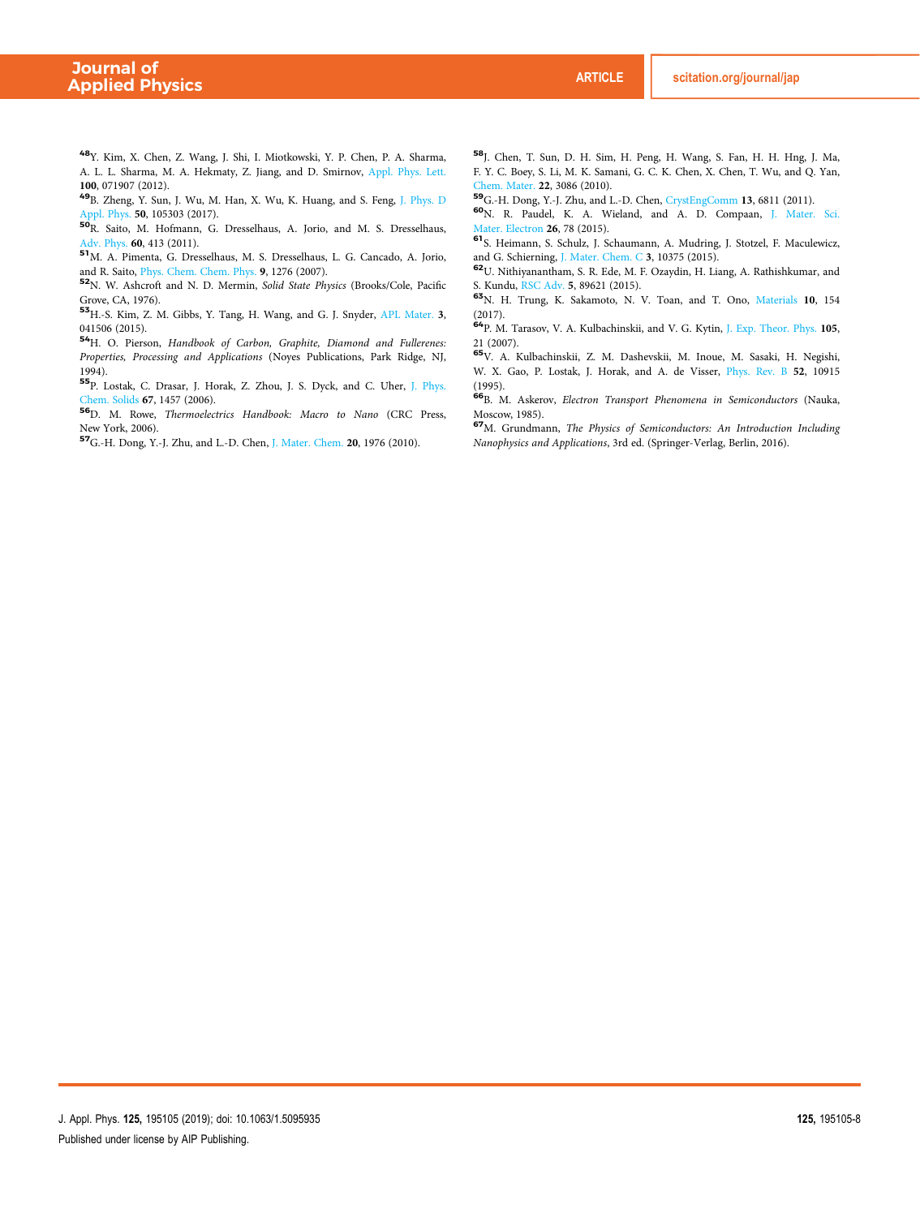[48] Y. Kim, X. Chen, Z. Wang, J. Shi, I. Miotkowski, Y. P. Chen, P. A. Sharma, A. L. L. Sharma, M. A. Hekmaty, Z. Jiang, and D. Smirnov, Appl. Phys. Lett. **100**, 071907 (2012).

[49] B. Zheng, Y. Sun, J. Wu, M. Han, X. Wu, K. Huang, and S. Feng, J. Phys. D Appl. Phys. **50**, 105303 (2017).

[50] R. Saito, M. Hofmann, G. Dresselhaus, A. Jorio, and M. S. Dresselhaus, Adv. Phys. **60**, 413 (2011).

[51] M. A. Pimenta, G. Dresselhaus, M. S. Dresselhaus, L. G. Cancado, A. Jorio, and R. Saito, Phys. Chem. Chem. Phys. **9**, 1276 (2007).

[52] N. W. Ashcroft and N. D. Mermin, *Solid State Physics* (Brooks/Cole, Pacific Grove, CA, 1976).

[53] H.-S. Kim, Z. M. Gibbs, Y. Tang, H. Wang, and G. J. Snyder, APL Mater. **3**, 041506 (2015).

[54] H. O. Pierson, *Handbook of Carbon, Graphite, Diamond and Fullerenes: Properties, Processing and Applications* (Noyes Publications, Park Ridge, NJ, 1994).

[55] P. Lostak, C. Drasar, J. Horak, Z. Zhou, J. S. Dyck, and C. Uher, J. Phys. Chem. Solids **67**, 1457 (2006).

[56] D. M. Rowe, *Thermoelectrics Handbook: Macro to Nano* (CRC Press, New York, 2006).

[57] G.-H. Dong, Y.-J. Zhu, and L.-D. Chen, J. Mater. Chem. **20**, 1976 (2010).

[58] J. Chen, T. Sun, D. H. Sim, H. Peng, H. Wang, S. Fan, H. H. Hng, J. Ma, F. Y. C. Boey, S. Li, M. K. Samani, G. C. K. Chen, X. Chen, T. Wu, and Q. Yan, Chem. Mater. **22**, 3086 (2010).

[59] G.-H. Dong, Y.-J. Zhu, and L.-D. Chen, CrystEngComm **13**, 6811 (2011).

[60] N. R. Paudel, K. A. Wieland, and A. D. Compaan, J. Mater. Sci. Mater. Electron **26**, 78 (2015).

[61] S. Heimann, S. Schulz, J. Schaumann, A. Mudring, J. Stotzel, F. Maculewicz, and G. Schierning, J. Mater. Chem. C **3**, 10375 (2015).

[62] U. Nithiyanantham, S. R. Ede, M. F. Ozaydin, H. Liang, A. Rathishkumar, and S. Kundu, RSC Adv. **5**, 89621 (2015).

[63] N. H. Trung, K. Sakamoto, N. V. Toan, and T. Ono, Materials **10**, 154 (2017).

[64] P. M. Tarasov, V. A. Kulbachinskii, and V. G. Kytin, J. Exp. Theor. Phys. **105**, 21 (2007).

[65] V. A. Kulbachinskii, Z. M. Dashevskii, M. Inoue, M. Sasaki, H. Negishi, W. X. Gao, P. Lostak, J. Horak, and A. de Visser, Phys. Rev. B **52**, 10915 (1995).

[66] B. M. Askerov, *Electron Transport Phenomena in Semiconductors* (Nauka, Moscow, 1985).

[67] M. Grundmann, *The Physics of Semiconductors: An Introduction Including Nanophysics and Applications*, 3rd ed. (Springer-Verlag, Berlin, 2016).